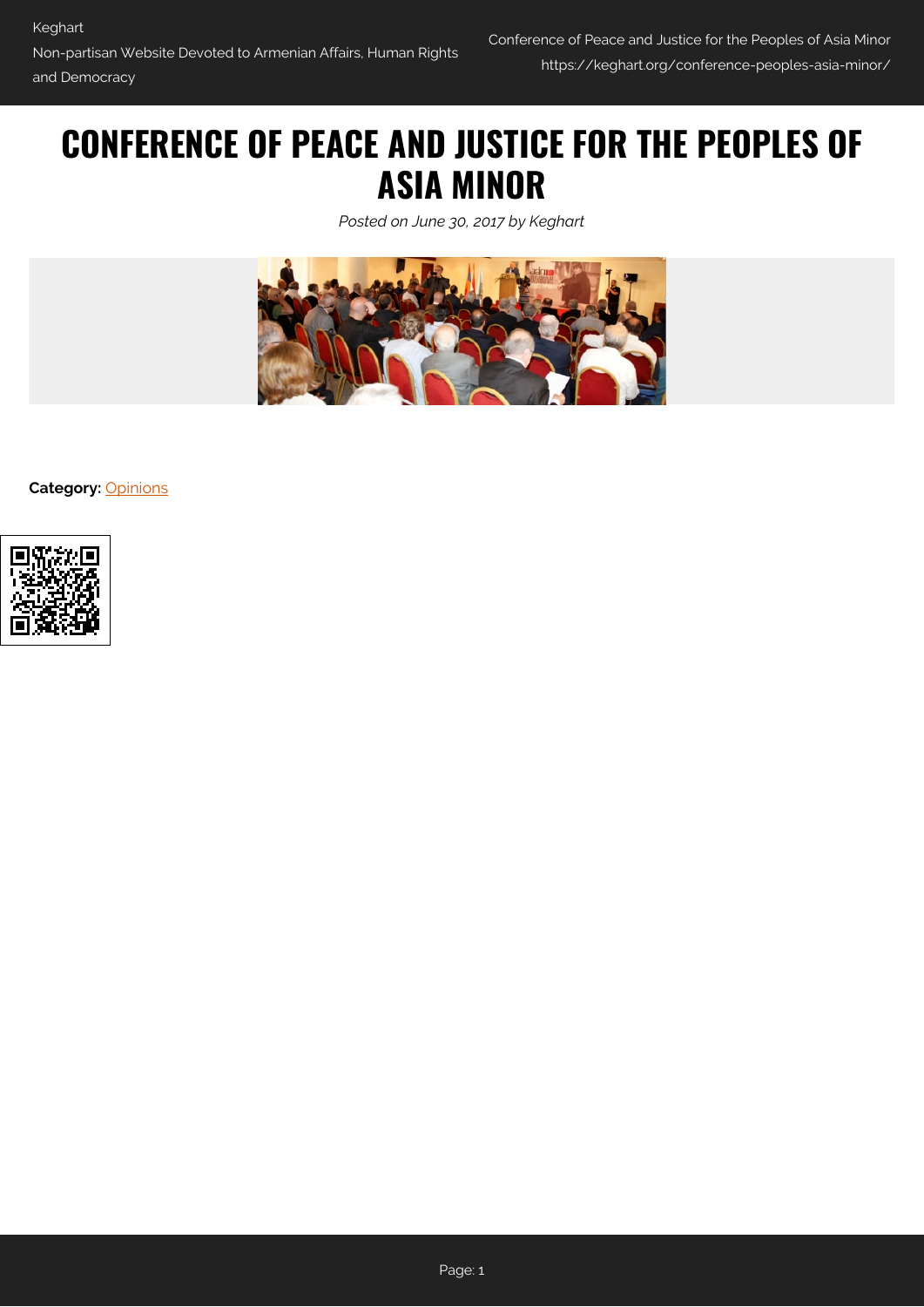# CONFERENCE OF PEACE AND JUSTICE FOR THE PEOPLES OF ASIA MINOR

*Posted on June 30, 2017 by Keghart*

**Category:** Opinions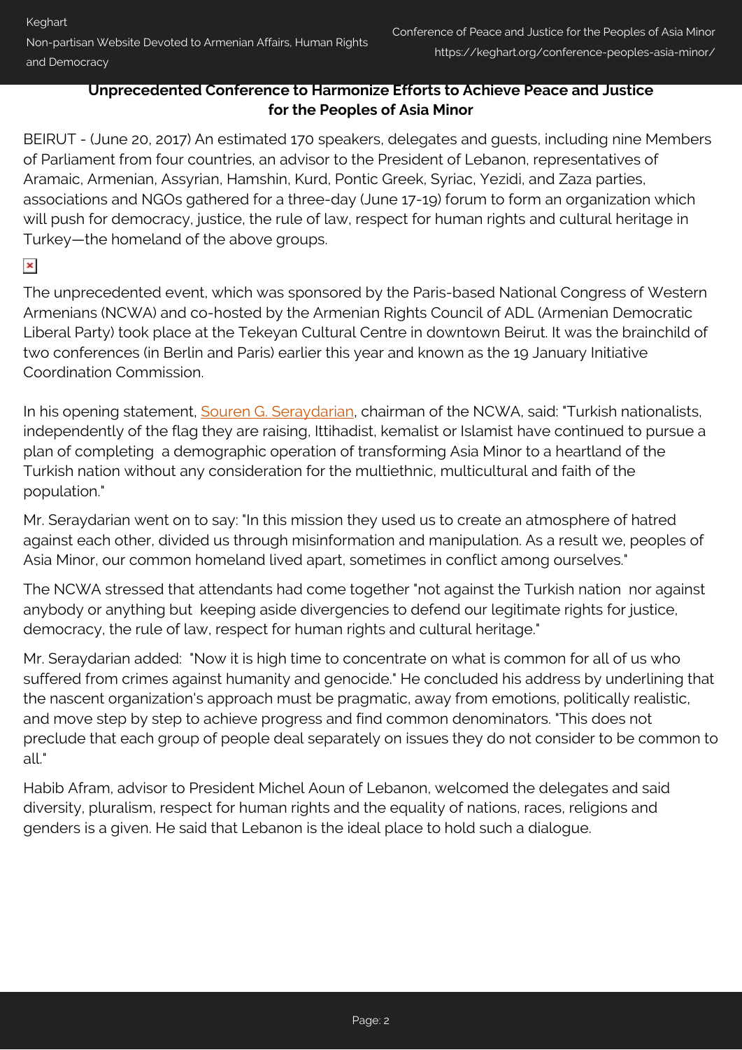**Unprecedented Conference to Harmonize Efforts to Achieve Peace and Justice for the Peoples of Asia Minor**

BEIRUT - (June 20, 2017) An estimated 170 speakers, delegates and guests, including nine Members of Parliament from four countries, an advisor to the President of Lebanon, representatives of Aramaic, Armenian, Assyrian, Hamshin, Kurd, Pontic Greek, Syriac, Yezidi, and Zaza parties, associations and NGOs gathered for a three-day (June 17-19) forum to form an organization which will push for democracy, justice, the rule of law, respect for human rights and cultural heritage in Turkey—the homeland of the above groups.

The unprecedented event, which was sponsored by the Paris-based National Congress of Western Armenians (NCWA) and co-hosted by the Armenian Rights Council of ADL (Armenian Democratic Liberal Party) took place at the Tekeyan Cultural Centre in downtown Beirut. It was the brainchild of two conferences (in Berlin and Paris) earlier this year and known as the 19 January Initiative Coordination Commission.

In his opening statement, Souren G. Seraydarian, chairman of the NCWA, said: "Turkish nationalists, independently of the flag they are raising, Ittihadist, kemalist or Islamist have continued to pursue a plan of completing a demographic operation of transforming Asia Minor to a heartland of the Turkish nation without any consideration for the multiethnic, multicultural and faith of the population."

Mr. Seraydarian went on to say: "In this mission they used us to create an atmosphere of hatred against each other, divided us through misinformation and manipulation. As a result we, peoples of Asia Minor, our common homeland lived apart, sometimes in conflict among ourselves."

The NCWA stressed that attendants had come together "not against the Turkish nation nor against anybody or anything but keeping aside divergencies to defend our legitimate rights for justice, democracy, the rule of law, respect for human rights and cultural heritage."

Mr. Seraydarian added: "Now it is high time to concentrate on what is common for all of us who suffered from crimes against humanity and genocide." He concluded his address by underlining that the nascent organization's approach must be pragmatic, away from emotions, politically realistic, and move step by step to achieve progress and find common denominators. "This does not preclude that each group of people deal separately on issues they do not consider to be common to all."

Habib Afram, advisor to President Michel Aoun of Lebanon, welcomed the delegates and said diversity, pluralism, respect for human rights and the equality of nations, races, religions and genders is a given. He said that Lebanon is the ideal place to hold such a dialogue.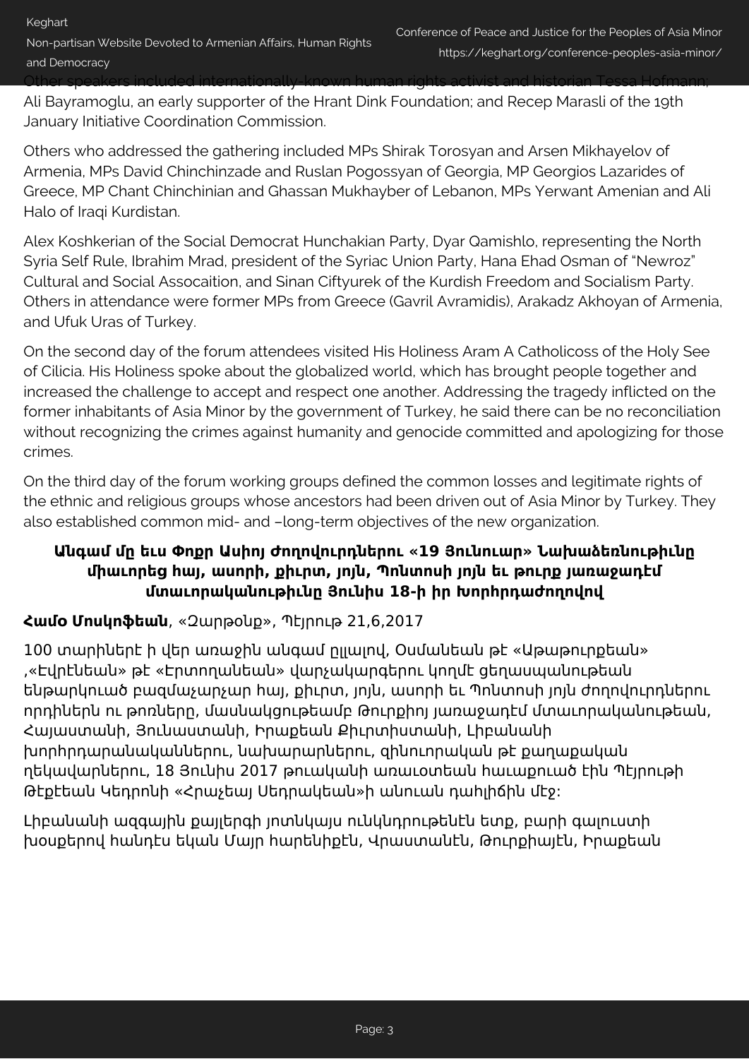Other speakers included internationally-known human rights activist and historian Tessa Hofmann; Ali Bayramoglu, an early supporter of the Hrant Dink Foundation; and Recep Marasli of the 19th January Initiative Coordination Commission.

Others who addressed the gathering included MPs Shirak Torosyan and Arsen Mikhayelov of Armenia, MPs David Chinchinzade and Ruslan Pogossyan of Georgia, MP Georgios Lazarides of Greece, MP Chant Chinchinian and Ghassan Mukhayber of Lebanon, MPs Yerwant Amenian and Ali Halo of Iraqi Kurdistan.

Alex Koshkerian of the Social Democrat Hunchakian Party, Dyar Qamishlo, representing the North Syria Self Rule, Ibrahim Mrad, president of the Syriac Union Party, Hana Ehad Osman of "Newroz" Cultural and Social Assocaition, and Sinan Ciftyurek of the Kurdish Freedom and Socialism Party. Others in attendance were former MPs from Greece (Gavril Avramidis), Arakadz Akhoyan of Armenia, and Ufuk Uras of Turkey.

On the second day of the forum attendees visited His Holiness Aram A Catholicoss of the Holy See of Cilicia. His Holiness spoke about the globalized world, which has brought people together and increased the challenge to accept and respect one another. Addressing the tragedy inflicted on the former inhabitants of Asia Minor by the government of Turkey, he said there can be no reconciliation without recognizing the crimes against humanity and genocide committed and apologizing for those crimes.

On the third day of the forum working groups defined the common losses and legitimate rights of the ethnic and religious groups whose ancestors had been driven out of Asia Minor by Turkey. They also established common mid- and –long-term objectives of the new organization.

### Անգամ մը եւս Փոքր Ասիոյ Ժողովուրդներու «19 Յունուար» Նախաձեռնութիւնը միաւորեց հայ, ասորի, քիւրտ, յոյն, Պոնտոսի յոյն եւ թուրք յառաջադէմ մտաւորականութիւնը Յունիս 18-ի իր Խորհրդաժողովով

**Համօ Մոսկոֆեան**, «Զարթօնք», Պէյրութ 21,6,2017

100 տարիներէ ի վեր առաջին անգամ ըլլալով, Օսմանեան թէ «Աթաթուրքեան» ,«Էվրէնեան» թէ «Էրտողանեան» վարչակարգերու կողմէ ցեղասպանութեան ենթարկուած բազմաչարչար հայ, քիւրտ, յոյն, ասորի եւ Պոնտոսի յոյն ժողովուրդներու որդիներն ու թոռները, մասնակցութեամբ Թուրքիոյ յառաջադէմ մտաւորականութեան, Հայաստանի, Յունաստանի, Իրաքեան Քիւրտիստանի, Լիբանանի խորհրդարանականներու, նախարարներու, զինուորական թէ քաղաքական ղեկավարներու, 18 Յունիս 2017 թուականի առաւօտեան հաւաքուած էին Պէյրութի Թէքէեան Կեդրոնի «Հրաչեայ Սեդրակեան»ի անուան դահլիճին մէջ:

Լիբանանի ազգային քայլերգի յոտնկայս ունկնդրութենէն ետք, բարի գալուստի խօսքերով հանդէս եկան Մայր հարենիքէն, Վրաստանէն, Թուրքիայէն, Իրաքեան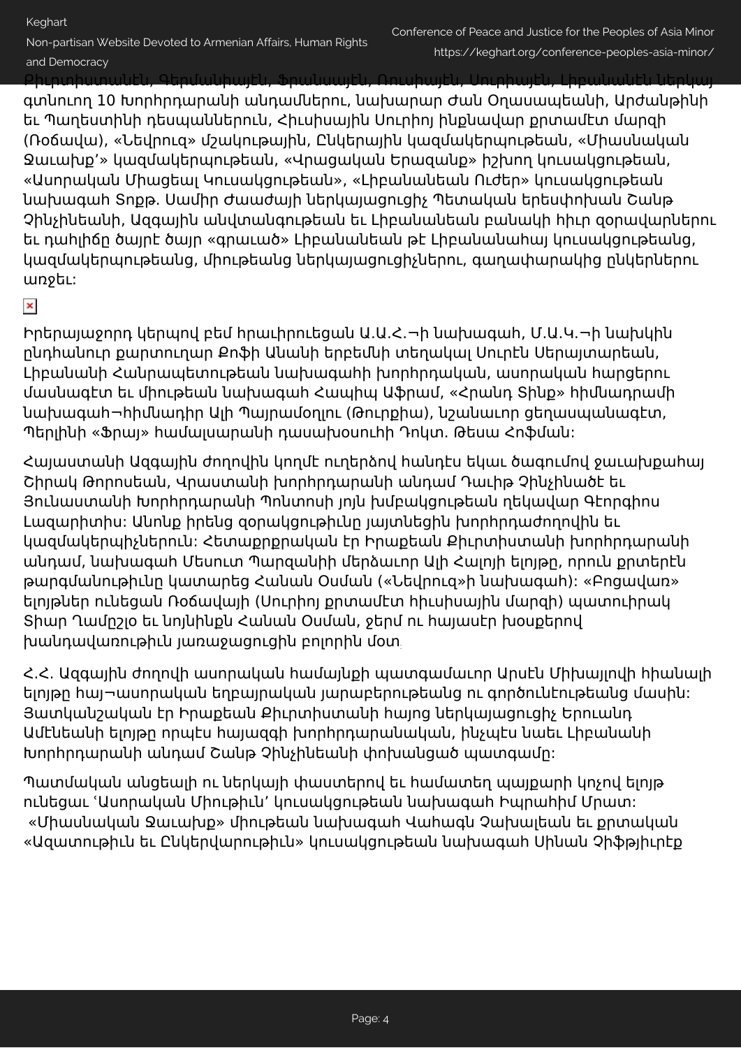Քիւրտիստանէն, Գերմանիայէն, Ֆրանսայէն, Ռուսիայէն, Սուրիայէն, Լիբանանէն ներկայ գտնուող 10 Խորհրդարանի անդամներու, նախարար Ժան Օղասապեանի, Արժանթինի եւ Պաղեստինի դեսպաններուն, Հիւսիսային Սուրիոյ ինքնավար քրտամէտ մարզի (Ռօճավա), «Նեվրուզ» մշակութային, Ընկերային կազմակերպութեան, «Միասնական Ջաւախք'» կազմակերպութեան, «Վրացական Երազանք» իշխող կուսակցութեան, «Ասորական Միացեալ Կուսակցութեան», «Լիբանանեան Ուժեր» կուսակցութեան նախագահ Տոքթ. Սամիր Ժաաժայի ներկայացուցիչ Պետական երեսփոխան Շանթ Չինչինեանի, Ազգային անվտանգութեան եւ Լիբանանեան բանակի իիւր զօրավարներու եւ դահլիճը ծայրէ ծայր «գրաւած» Լիբանանեան թէ Լիբանանահայ կուսակցութեանց, կազմակերպութեանց, միութեանց ներկայացուցիչներու, գաղափարակից ընկերներու առջեւ:

Իրերայաջորդ կերպով բեմ հրաւիրուեցան Ա.Ա.Հ.¬ի նախագահ, Մ.Ա.Կ.¬ի նախկին ընդհանուր քարտուղար Քոֆի Անանի երբեմնի տեղակալ Սուրէն Սերայտարեան, Լիբանանի Հանրապետութեան նախագահի խորհրդական, ասորական հարցերու մասնագէտ եւ միութեան նախագահ Հապիպ Աֆրամ, «Հրանդ Տինք» հիմնադրամի նախագահ¬հիմնադիր Ալի Պայրամօղլու (Թուրքիա), նշանաւոր ցեղասպանագէտ, Պերլինի «Ֆրայ» համալսարանի դասախօսուհի Դոկտ. Թեսա Հոֆման:

Հայաստանի Ազգային ժողովին կողմէ ուղերձով հանդէս եկաւ ծագումով ջաւախքահայ Շիրակ Թորոսեան, Վրաստանի խորհրդարանի անդամ Դաւիթ Չինչինածէ եւ Յունաստանի Խորհրդարանի Պոնտոսի յոյն խմբակցութեան ղեկավար Գէորգիոս Լազարիտիս: Անոնք իրենց զօրակցութիւնը յայտնեցին խորհրդաժողովին եւ կազմակերպիչներուն: Հետաքրքրական էր Իրաքեան Քիւրտիստանի խորհրդարանի անդամ, նախագահ Մեսուտ Պարզանիի մերձաւոր Ալի Հալոյի ելոյթը, որուն քրտերէն թարգմանութիւնը կատարեց Հանան Օսման («Նեվրուզ»ի նախագահ): «Բոցավառ» ելոյթներ ունեցան Ռօճավայի (Սուրիոյ քրտամէտ հիւսիսային մարզի) պատուիրակ Տիար Ղամըշլօ եւ նոյնինքն Հանան Օսման, ջերմ ու հայասէր խօսքերով խանդավառութիւն յառաջացուցին բոլորին մօտ.

Հ.Հ. Ազգային ժողովի ասորական համայնքի պատգամաւոր Արսէն Միխայլովի հիանալի ելոյթը հայ¬ասորական եղբայրական յարաբերութեանց ու գործունէութեանց մասին: Յատկանշական էր Իրաքեան Քիւրտիստանի հայոց ներկայացուցիչ Երուանդ Ամէնեանի ելոյթը որպէս հայազգի խորհրդարանական, ինչպէս նաեւ Լիբանանի Խորհրդարանի անդամ Շանթ Չինչինեանի փոխանցած պատգամը:

Պատմական անցեալի ու ներկայի փաստերով եւ համատեղ պայքարի կոչով ելոյթ ունեցաւ 'Ասորական Միութիւն' կուսակցութեան նախագահ Իպրահիմ Մրատ: «Միասնական Ջաւախք» միութեան նախագահ Վահագն Չախալեան եւ քրտական «Ազատութիւն եւ Ընկերվարութիւն» կուսակցութեան նախագահ Սինան Չիֆթյիւրէք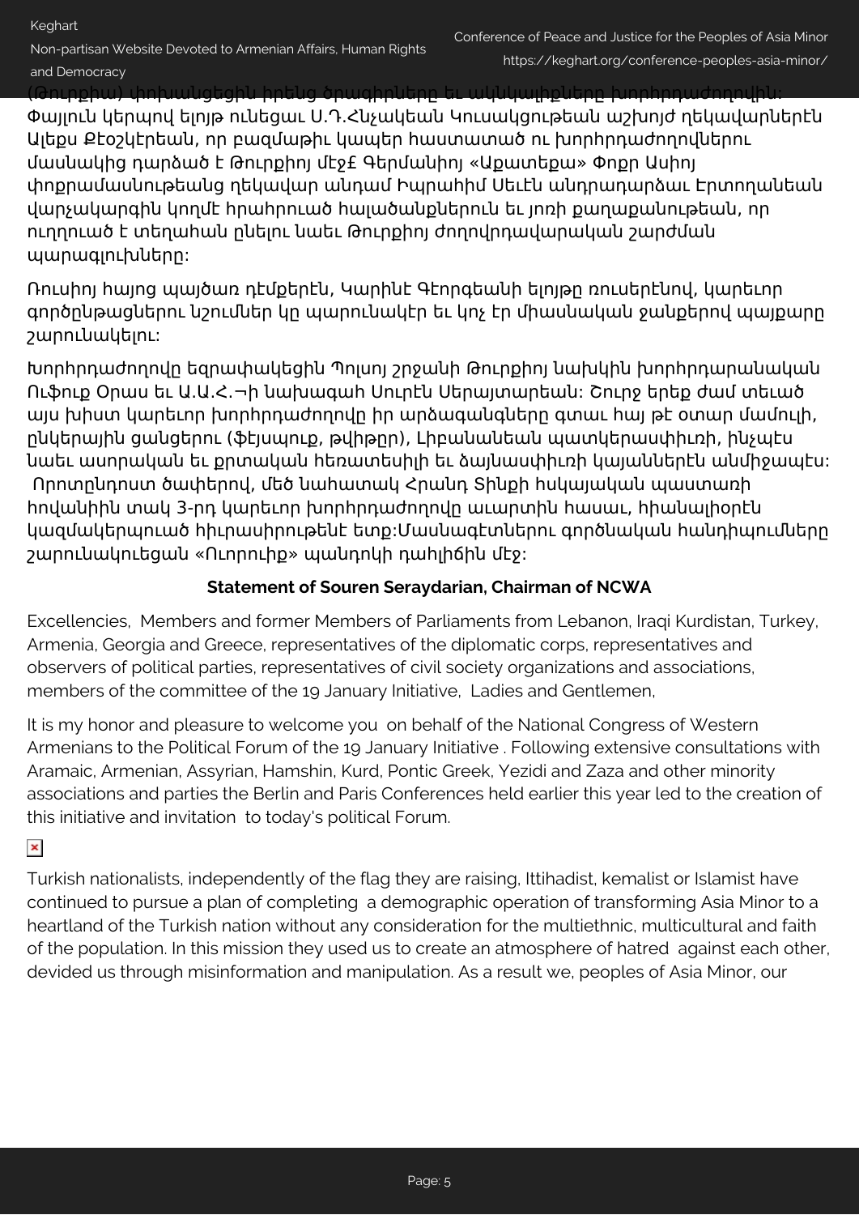(Թուրքիա) փոխանցեցին իրենց ծրագիրները եւ ակնկալիքները խորհրդաժողովին:
Փայլուն կերպով ելոյթ ունեցաւ Ս.Դ.Հնչակեան Կուսակցութեան աշխոյժ ղեկավարներէն Ալեքս Քեօշկէրեան, որ բազմաթիւ կապեր հաստատած ու խորհրդաժողովներու մասնակից դարձած է Թուրքիոյ մէջ£ Գերմանիոյ «Աքատեքա» Փոքր Ասիոյ փոքրամասնութեանց ղեկավար անդամ Իպրահիմ Սեւէն անդրադարձաւ Էրտողանեան վարչակարգին կողմէ հրահրուած հալածանքներուն եւ յոռի քաղաքանութեան, որ ուղղուած է տեղահան ընելու նաեւ Թուրքիոյ ժողովրդավարական շարժման պարագլուխները:

Ռուսիոյ հայոց պայծառ դէմքերէն, Կարինէ Գէորգեանի ելոյթը ռուսերէնով, կարեւոր գործընթացներու նշումներ կը պարունակէր եւ կոչ էր միասնական ջանքերով պայքարը շարունակելու:

Խորհրդաժողովը եզրափակեցին Պոլսոյ շրջանի Թուրքիոյ նախկին խորհրդարանական Ուֆուք Օրաս եւ Ա.Ա.Հ.¬ի նախագահ Սուրէն Սերայտարեան: Շուրջ երեք ժամ տեւած այս խիստ կարեւոր խորհրդաժողովը իր արձագանգները գտաւ հայ թէ օտար մամուլի, ընկերային ցանցերու (ֆէյսպուք, թվիթըր), Լիբանանեան պատկերասփիւռի, ինչպէս նաեւ ասորական եւ քրտական հեռատեսիլի եւ ձայնասփիւռի կայաններէն անմիջապէս: Որոտընդոստ ծափերով, մեծ նախատակ Հրանդ Տինքի իսկայական պաստառի հովանիին տակ 3-րդ կարեւոր խորհրդաժողովը աւարտին հասաւ, հիանալիօրէն կազմակերպուած հիւրասիրութենէ ետք:Մասնագէտներու գործնական հանդիպումները շարունակուեցան «Ուորուիք» պանդոկի դահլիճին մէջ:

**Statement of Souren Seraydarian, Chairman of NCWA**

Excellencies, Members and former Members of Parliaments from Lebanon, Iraqi Kurdistan, Turkey, Armenia, Georgia and Greece, representatives of the diplomatic corps, representatives and observers of political parties, representatives of civil society organizations and associations, members of the committee of the 19 January Initiative, Ladies and Gentlemen,

It is my honor and pleasure to welcome you on behalf of the National Congress of Western Armenians to the Political Forum of the 19 January Initiative . Following extensive consultations with Aramaic, Armenian, Assyrian, Hamshin, Kurd, Pontic Greek, Yezidi and Zaza and other minority associations and parties the Berlin and Paris Conferences held earlier this year led to the creation of this initiative and invitation to today's political Forum.

Turkish nationalists, independently of the flag they are raising, Ittihadist, kemalist or Islamist have continued to pursue a plan of completing a demographic operation of transforming Asia Minor to a heartland of the Turkish nation without any consideration for the multiethnic, multicultural and faith of the population. In this mission they used us to create an atmosphere of hatred against each other, devided us through misinformation and manipulation. As a result we, peoples of Asia Minor, our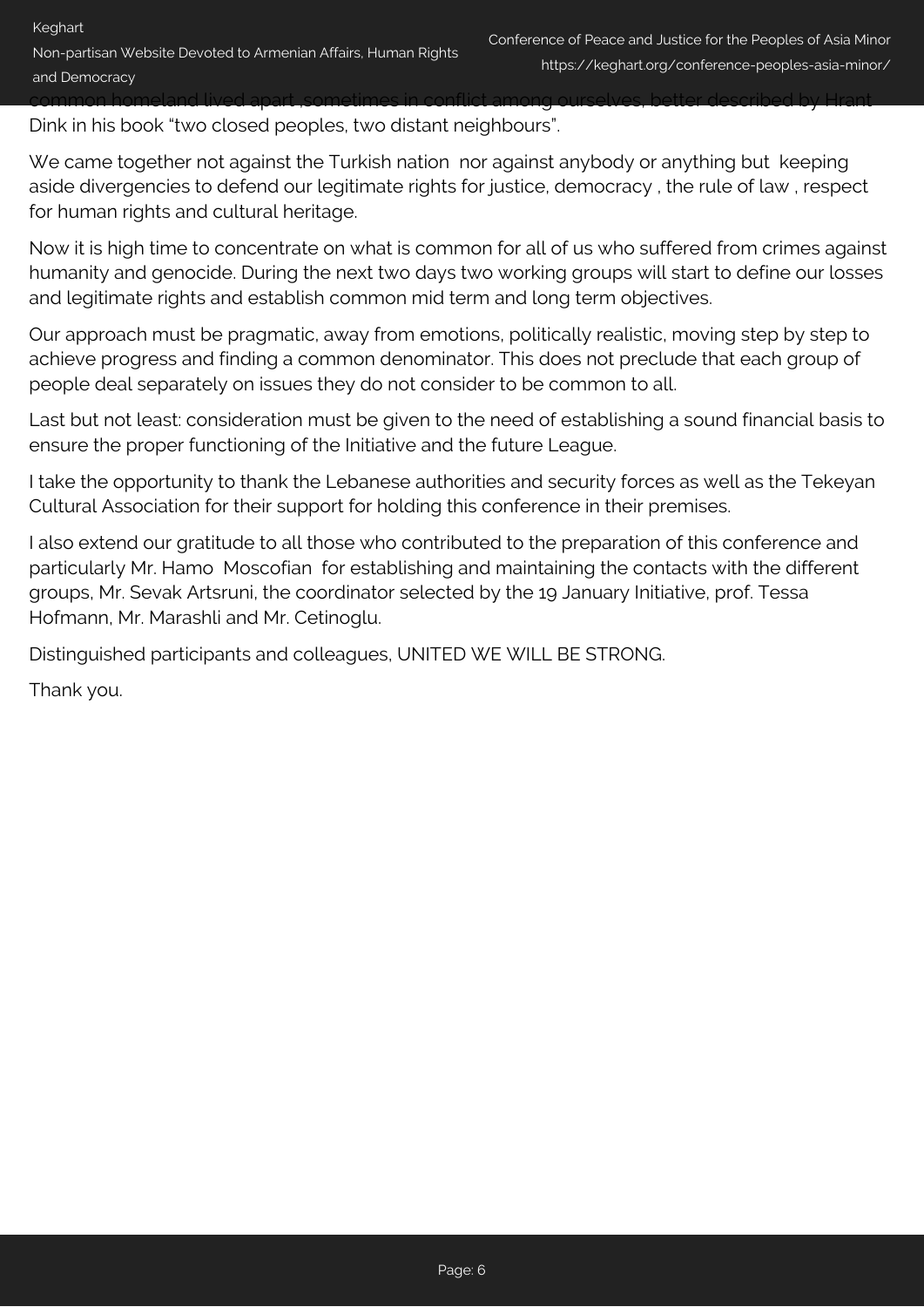common homeland lived apart ,sometimes in conflict among ourselves, better described by Hrant Dink in his book “two closed peoples, two distant neighbours”.

We came together not against the Turkish nation  nor against anybody or anything but  keeping aside divergencies to defend our legitimate rights for justice, democracy , the rule of law , respect for human rights and cultural heritage.

Now it is high time to concentrate on what is common for all of us who suffered from crimes against humanity and genocide. During the next two days two working groups will start to define our losses and legitimate rights and establish common mid term and long term objectives.

Our approach must be pragmatic, away from emotions, politically realistic, moving step by step to achieve progress and finding a common denominator. This does not preclude that each group of people deal separately on issues they do not consider to be common to all.

Last but not least: consideration must be given to the need of establishing a sound financial basis to ensure the proper functioning of the Initiative and the future League.

I take the opportunity to thank the Lebanese authorities and security forces as well as the Tekeyan Cultural Association for their support for holding this conference in their premises.

I also extend our gratitude to all those who contributed to the preparation of this conference and particularly Mr. Hamo  Moscofian  for establishing and maintaining the contacts with the different groups, Mr. Sevak Artsruni, the coordinator selected by the 19 January Initiative, prof. Tessa Hofmann, Mr. Marashli and Mr. Cetinoglu.

Distinguished participants and colleagues, UNITED WE WILL BE STRONG.

Thank you.